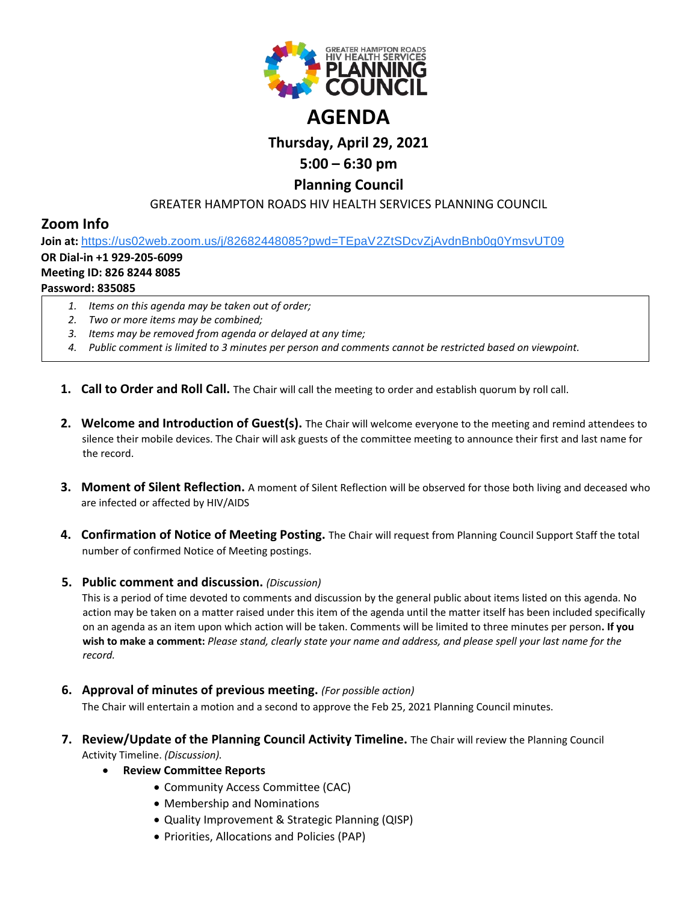GREATER HAMPTON ROADS HIV HEALTH SERVICES PLANNING COUNCIL

# AGENDA

## Thursday, April 29, 2021

## 5:00 – 6:30 pm

## Planning Council

GREATER HAMPTON ROADS HIV HEALTH SERVICES PLANNING COUNCIL

## Zoom Info

**Join at:** https://us02web.zoom.us/j/82682448085?pwd=TEpaV2ZtSDcvZjAvdnBnb0g0YmsvUT09
**OR Dial-in +1 929-205-6099**
**Meeting ID: 826 8244 8085**
**Password: 835085**

1. *Items on this agenda may be taken out of order;*
2. *Two or more items may be combined;*
3. *Items may be removed from agenda or delayed at any time;*
4. *Public comment is limited to 3 minutes per person and comments cannot be restricted based on viewpoint.*

1. **Call to Order and Roll Call.** The Chair will call the meeting to order and establish quorum by roll call.

2. **Welcome and Introduction of Guest(s).** The Chair will welcome everyone to the meeting and remind attendees to silence their mobile devices. The Chair will ask guests of the committee meeting to announce their first and last name for the record.

3. **Moment of Silent Reflection.** A moment of Silent Reflection will be observed for those both living and deceased who are infected or affected by HIV/AIDS

4. **Confirmation of Notice of Meeting Posting.** The Chair will request from Planning Council Support Staff the total number of confirmed Notice of Meeting postings.

5. **Public comment and discussion.** *(Discussion)*
   This is a period of time devoted to comments and discussion by the general public about items listed on this agenda. No action may be taken on a matter raised under this item of the agenda until the matter itself has been included specifically on an agenda as an item upon which action will be taken. Comments will be limited to three minutes per person**. If you wish to make a comment:** *Please stand, clearly state your name and address, and please spell your last name for the record.*

6. **Approval of minutes of previous meeting.** *(For possible action)*
   The Chair will entertain a motion and a second to approve the Feb 25, 2021 Planning Council minutes.

7. **Review/Update of the Planning Council Activity Timeline.** The Chair will review the Planning Council Activity Timeline. *(Discussion).*
   - **Review Committee Reports**
     - Community Access Committee (CAC)
     - Membership and Nominations
     - Quality Improvement & Strategic Planning (QISP)
     - Priorities, Allocations and Policies (PAP)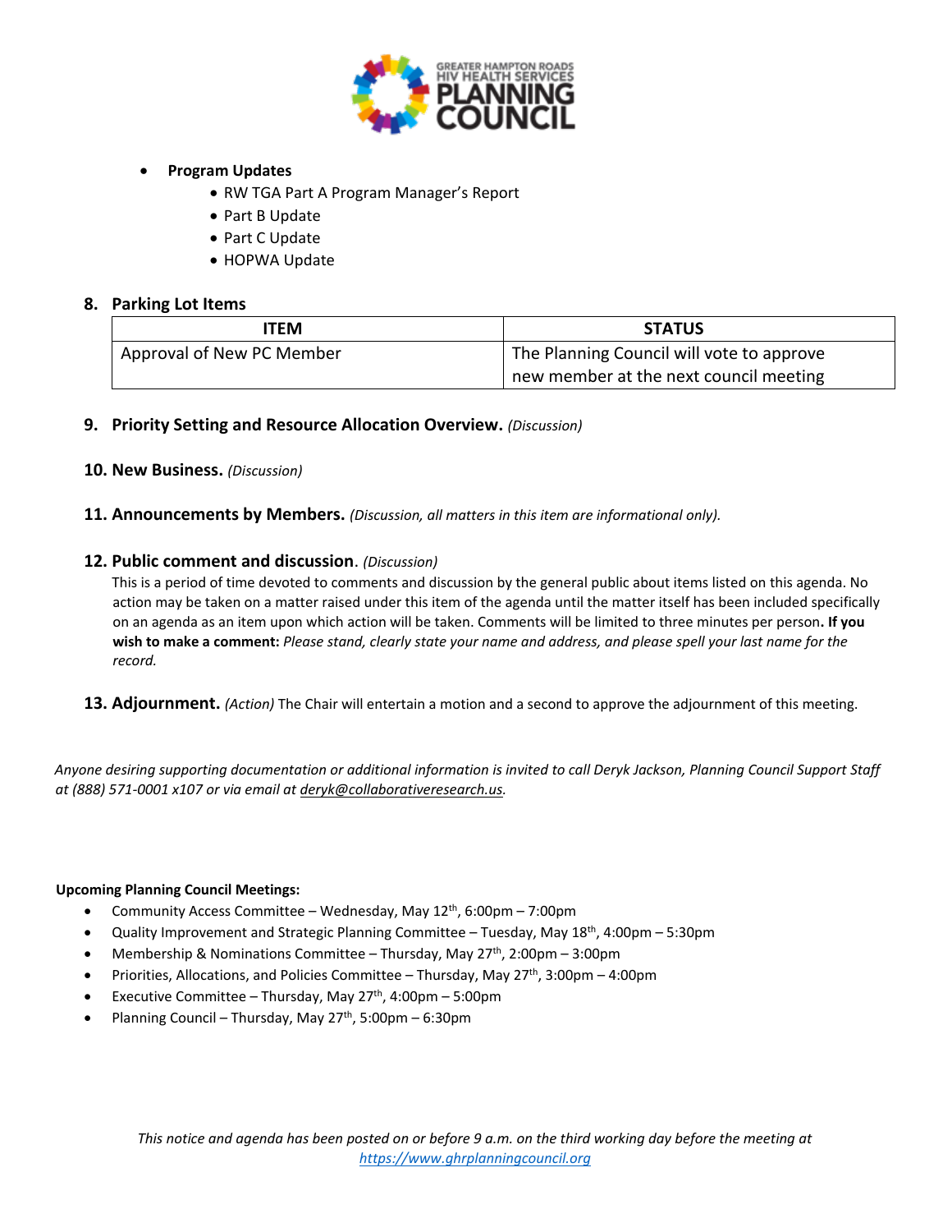- **Program Updates**
  - RW TGA Part A Program Manager's Report
  - Part B Update
  - Part C Update
  - HOPWA Update

**8. Parking Lot Items**

| ITEM | STATUS |
|---|---|
| Approval of New PC Member | The Planning Council will vote to approve new member at the next council meeting |

**9. Priority Setting and Resource Allocation Overview.** *(Discussion)*

**10. New Business.** *(Discussion)*

**11. Announcements by Members.** *(Discussion, all matters in this item are informational only).*

**12. Public comment and discussion**. *(Discussion)*

This is a period of time devoted to comments and discussion by the general public about items listed on this agenda. No action may be taken on a matter raised under this item of the agenda until the matter itself has been included specifically on an agenda as an item upon which action will be taken. Comments will be limited to three minutes per person**. If you wish to make a comment:** *Please stand, clearly state your name and address, and please spell your last name for the record.*

**13. Adjournment.** *(Action)* The Chair will entertain a motion and a second to approve the adjournment of this meeting.

*Anyone desiring supporting documentation or additional information is invited to call Deryk Jackson, Planning Council Support Staff at (888) 571-0001 x107 or via email at deryk@collaborativeresearch.us.*

**Upcoming Planning Council Meetings:**

- Community Access Committee – Wednesday, May 12th, 6:00pm – 7:00pm
- Quality Improvement and Strategic Planning Committee – Tuesday, May 18th, 4:00pm – 5:30pm
- Membership & Nominations Committee – Thursday, May 27th, 2:00pm – 3:00pm
- Priorities, Allocations, and Policies Committee – Thursday, May 27th, 3:00pm – 4:00pm
- Executive Committee – Thursday, May 27th, 4:00pm – 5:00pm
- Planning Council – Thursday, May 27th, 5:00pm – 6:30pm

*This notice and agenda has been posted on or before 9 a.m. on the third working day before the meeting at https://www.ghrplanningcouncil.org*